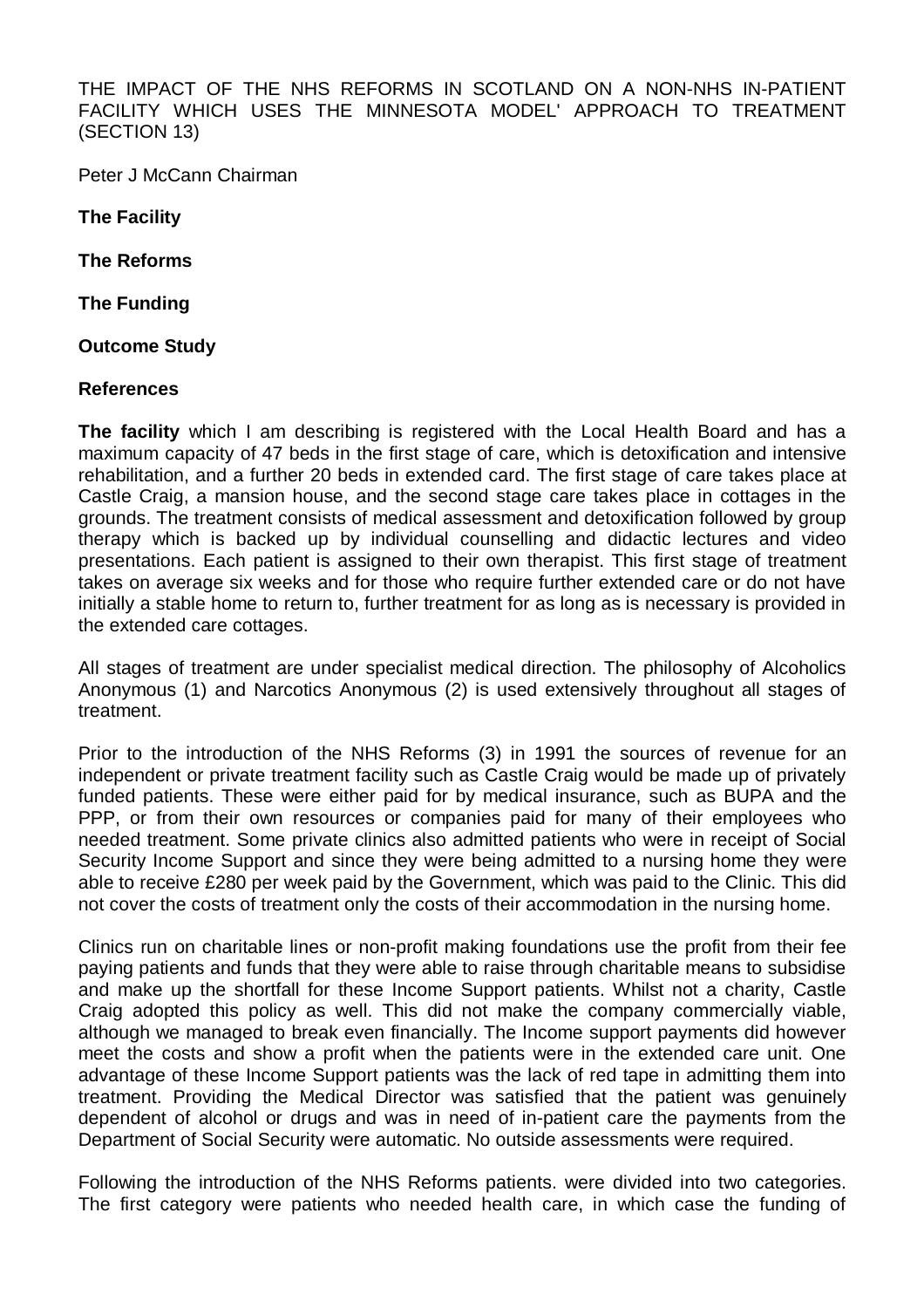THE IMPACT OF THE NHS REFORMS IN SCOTLAND ON A NON-NHS IN-PATIENT FACILITY WHICH USES THE MINNESOTA MODEL' APPROACH TO TREATMENT (SECTION 13)

Peter J McCann Chairman

**The Facility**

**The Reforms**

**The Funding**

**Outcome Study**

**References**

**The facility** which I am describing is registered with the Local Health Board and has a maximum capacity of 47 beds in the first stage of care, which is detoxification and intensive rehabilitation, and a further 20 beds in extended card. The first stage of care takes place at Castle Craig, a mansion house, and the second stage care takes place in cottages in the grounds. The treatment consists of medical assessment and detoxification followed by group therapy which is backed up by individual counselling and didactic lectures and video presentations. Each patient is assigned to their own therapist. This first stage of treatment takes on average six weeks and for those who require further extended care or do not have initially a stable home to return to, further treatment for as long as is necessary is provided in the extended care cottages.

All stages of treatment are under specialist medical direction. The philosophy of Alcoholics Anonymous (1) and Narcotics Anonymous (2) is used extensively throughout all stages of treatment.

Prior to the introduction of the NHS Reforms (3) in 1991 the sources of revenue for an independent or private treatment facility such as Castle Craig would be made up of privately funded patients. These were either paid for by medical insurance, such as BUPA and the PPP, or from their own resources or companies paid for many of their employees who needed treatment. Some private clinics also admitted patients who were in receipt of Social Security Income Support and since they were being admitted to a nursing home they were able to receive £280 per week paid by the Government, which was paid to the Clinic. This did not cover the costs of treatment only the costs of their accommodation in the nursing home.

Clinics run on charitable lines or non-profit making foundations use the profit from their fee paying patients and funds that they were able to raise through charitable means to subsidise and make up the shortfall for these Income Support patients. Whilst not a charity, Castle Craig adopted this policy as well. This did not make the company commercially viable, although we managed to break even financially. The Income support payments did however meet the costs and show a profit when the patients were in the extended care unit. One advantage of these Income Support patients was the lack of red tape in admitting them into treatment. Providing the Medical Director was satisfied that the patient was genuinely dependent of alcohol or drugs and was in need of in-patient care the payments from the Department of Social Security were automatic. No outside assessments were required.

Following the introduction of the NHS Reforms patients. were divided into two categories. The first category were patients who needed health care, in which case the funding of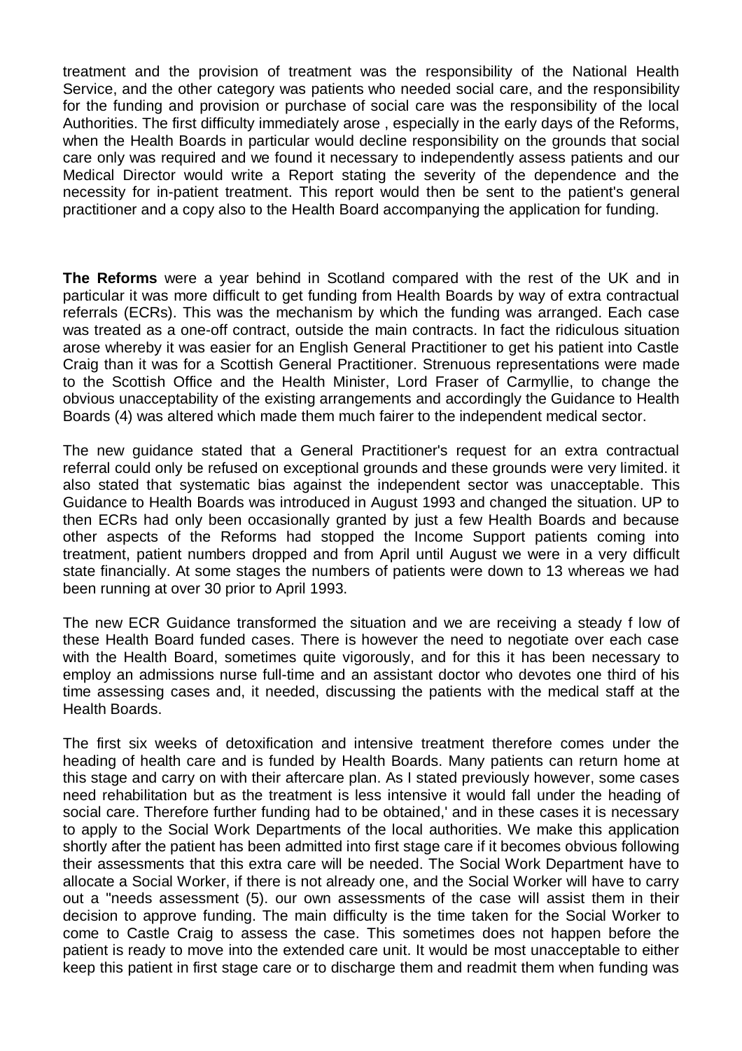treatment and the provision of treatment was the responsibility of the National Health Service, and the other category was patients who needed social care, and the responsibility for the funding and provision or purchase of social care was the responsibility of the local Authorities. The first difficulty immediately arose , especially in the early days of the Reforms, when the Health Boards in particular would decline responsibility on the grounds that social care only was required and we found it necessary to independently assess patients and our Medical Director would write a Report stating the severity of the dependence and the necessity for in-patient treatment. This report would then be sent to the patient's general practitioner and a copy also to the Health Board accompanying the application for funding.

**The Reforms** were a year behind in Scotland compared with the rest of the UK and in particular it was more difficult to get funding from Health Boards by way of extra contractual referrals (ECRs). This was the mechanism by which the funding was arranged. Each case was treated as a one-off contract, outside the main contracts. In fact the ridiculous situation arose whereby it was easier for an English General Practitioner to get his patient into Castle Craig than it was for a Scottish General Practitioner. Strenuous representations were made to the Scottish Office and the Health Minister, Lord Fraser of Carmyllie, to change the obvious unacceptability of the existing arrangements and accordingly the Guidance to Health Boards (4) was altered which made them much fairer to the independent medical sector.

The new guidance stated that a General Practitioner's request for an extra contractual referral could only be refused on exceptional grounds and these grounds were very limited. it also stated that systematic bias against the independent sector was unacceptable. This Guidance to Health Boards was introduced in August 1993 and changed the situation. UP to then ECRs had only been occasionally granted by just a few Health Boards and because other aspects of the Reforms had stopped the Income Support patients coming into treatment, patient numbers dropped and from April until August we were in a very difficult state financially. At some stages the numbers of patients were down to 13 whereas we had been running at over 30 prior to April 1993.

The new ECR Guidance transformed the situation and we are receiving a steady f low of these Health Board funded cases. There is however the need to negotiate over each case with the Health Board, sometimes quite vigorously, and for this it has been necessary to employ an admissions nurse full-time and an assistant doctor who devotes one third of his time assessing cases and, it needed, discussing the patients with the medical staff at the Health Boards.

The first six weeks of detoxification and intensive treatment therefore comes under the heading of health care and is funded by Health Boards. Many patients can return home at this stage and carry on with their aftercare plan. As I stated previously however, some cases need rehabilitation but as the treatment is less intensive it would fall under the heading of social care. Therefore further funding had to be obtained,' and in these cases it is necessary to apply to the Social Work Departments of the local authorities. We make this application shortly after the patient has been admitted into first stage care if it becomes obvious following their assessments that this extra care will be needed. The Social Work Department have to allocate a Social Worker, if there is not already one, and the Social Worker will have to carry out a "needs assessment (5). our own assessments of the case will assist them in their decision to approve funding. The main difficulty is the time taken for the Social Worker to come to Castle Craig to assess the case. This sometimes does not happen before the patient is ready to move into the extended care unit. It would be most unacceptable to either keep this patient in first stage care or to discharge them and readmit them when funding was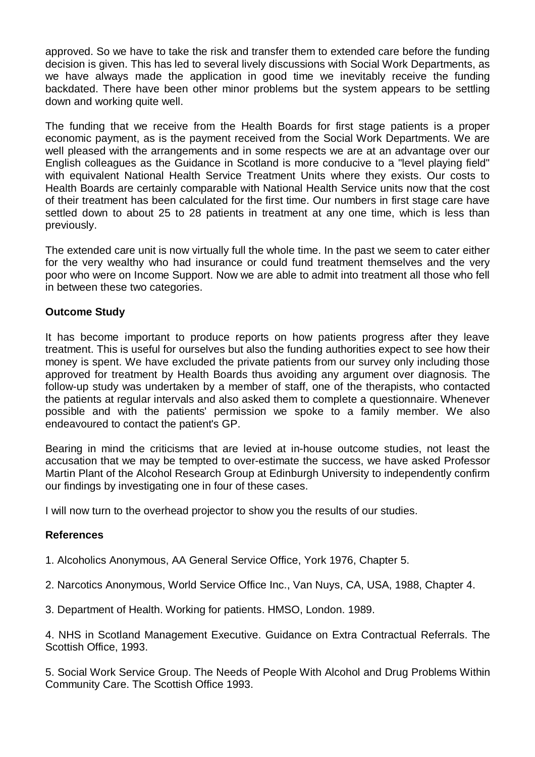approved. So we have to take the risk and transfer them to extended care before the funding decision is given. This has led to several lively discussions with Social Work Departments, as we have always made the application in good time we inevitably receive the funding backdated. There have been other minor problems but the system appears to be settling down and working quite well.

The funding that we receive from the Health Boards for first stage patients is a proper economic payment, as is the payment received from the Social Work Departments. We are well pleased with the arrangements and in some respects we are at an advantage over our English colleagues as the Guidance in Scotland is more conducive to a "level playing field" with equivalent National Health Service Treatment Units where they exists. Our costs to Health Boards are certainly comparable with National Health Service units now that the cost of their treatment has been calculated for the first time. Our numbers in first stage care have settled down to about 25 to 28 patients in treatment at any one time, which is less than previously.

The extended care unit is now virtually full the whole time. In the past we seem to cater either for the very wealthy who had insurance or could fund treatment themselves and the very poor who were on Income Support. Now we are able to admit into treatment all those who fell in between these two categories.

**Outcome Study**

It has become important to produce reports on how patients progress after they leave treatment. This is useful for ourselves but also the funding authorities expect to see how their money is spent. We have excluded the private patients from our survey only including those approved for treatment by Health Boards thus avoiding any argument over diagnosis. The follow-up study was undertaken by a member of staff, one of the therapists, who contacted the patients at regular intervals and also asked them to complete a questionnaire. Whenever possible and with the patients' permission we spoke to a family member. We also endeavoured to contact the patient's GP.

Bearing in mind the criticisms that are levied at in-house outcome studies, not least the accusation that we may be tempted to over-estimate the success, we have asked Professor Martin Plant of the Alcohol Research Group at Edinburgh University to independently confirm our findings by investigating one in four of these cases.

I will now turn to the overhead projector to show you the results of our studies.

**References**

1. Alcoholics Anonymous, AA General Service Office, York 1976, Chapter 5.

2. Narcotics Anonymous, World Service Office Inc., Van Nuys, CA, USA, 1988, Chapter 4.

3. Department of Health. Working for patients. HMSO, London. 1989.

4. NHS in Scotland Management Executive. Guidance on Extra Contractual Referrals. The Scottish Office, 1993.

5. Social Work Service Group. The Needs of People With Alcohol and Drug Problems Within Community Care. The Scottish Office 1993.